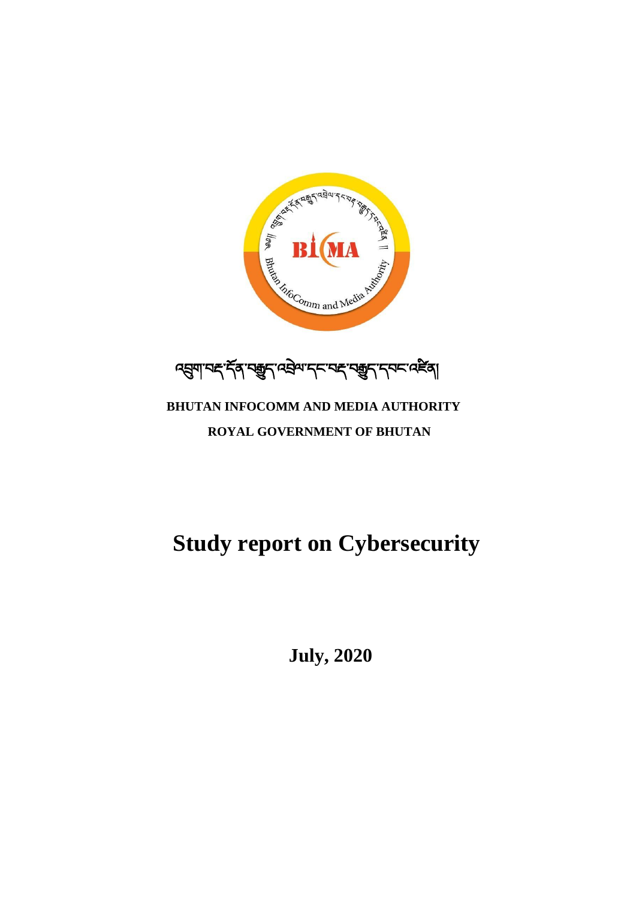འབྲུག་བརྡ་དོན་བརྒྱུད་འཕྲིན་དང་བརྡ་བརྒྱུད་དབང་འཛིན།

**BHUTAN INFOCOMM AND MEDIA AUTHORITY**

**ROYAL GOVERNMENT OF BHUTAN**

# Study report on Cybersecurity

**July, 2020**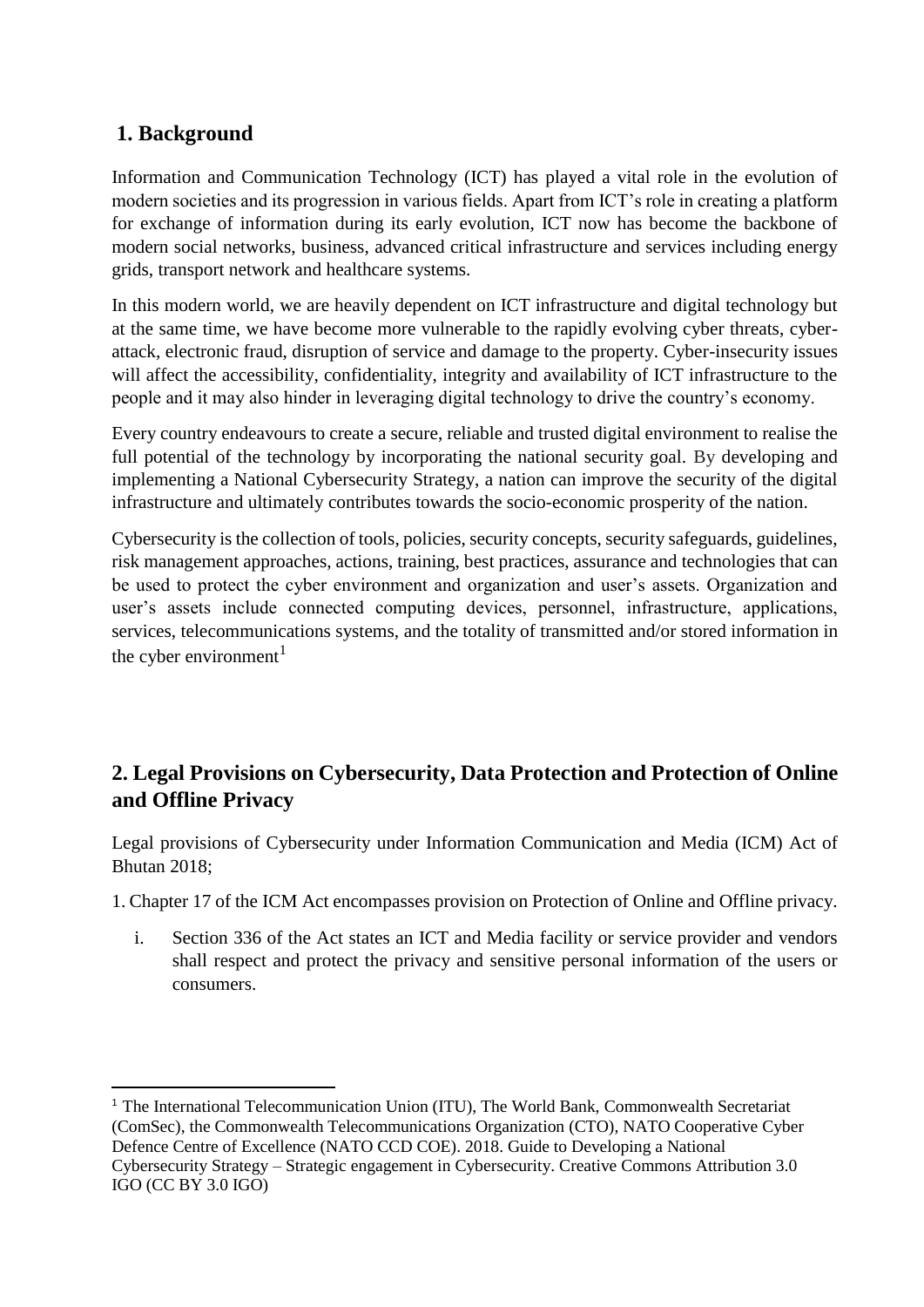## 1. Background

Information and Communication Technology (ICT) has played a vital role in the evolution of modern societies and its progression in various fields. Apart from ICT's role in creating a platform for exchange of information during its early evolution, ICT now has become the backbone of modern social networks, business, advanced critical infrastructure and services including energy grids, transport network and healthcare systems.

In this modern world, we are heavily dependent on ICT infrastructure and digital technology but at the same time, we have become more vulnerable to the rapidly evolving cyber threats, cyber-attack, electronic fraud, disruption of service and damage to the property. Cyber-insecurity issues will affect the accessibility, confidentiality, integrity and availability of ICT infrastructure to the people and it may also hinder in leveraging digital technology to drive the country's economy.

Every country endeavours to create a secure, reliable and trusted digital environment to realise the full potential of the technology by incorporating the national security goal. By developing and implementing a National Cybersecurity Strategy, a nation can improve the security of the digital infrastructure and ultimately contributes towards the socio-economic prosperity of the nation.

Cybersecurity is the collection of tools, policies, security concepts, security safeguards, guidelines, risk management approaches, actions, training, best practices, assurance and technologies that can be used to protect the cyber environment and organization and user's assets. Organization and user's assets include connected computing devices, personnel, infrastructure, applications, services, telecommunications systems, and the totality of transmitted and/or stored information in the cyber environment[1]

## 2. Legal Provisions on Cybersecurity, Data Protection and Protection of Online and Offline Privacy

Legal provisions of Cybersecurity under Information Communication and Media (ICM) Act of Bhutan 2018;

1. Chapter 17 of the ICM Act encompasses provision on Protection of Online and Offline privacy.

   i. Section 336 of the Act states an ICT and Media facility or service provider and vendors shall respect and protect the privacy and sensitive personal information of the users or consumers.

---

[1] The International Telecommunication Union (ITU), The World Bank, Commonwealth Secretariat (ComSec), the Commonwealth Telecommunications Organization (CTO), NATO Cooperative Cyber Defence Centre of Excellence (NATO CCD COE). 2018. Guide to Developing a National Cybersecurity Strategy – Strategic engagement in Cybersecurity. Creative Commons Attribution 3.0 IGO (CC BY 3.0 IGO)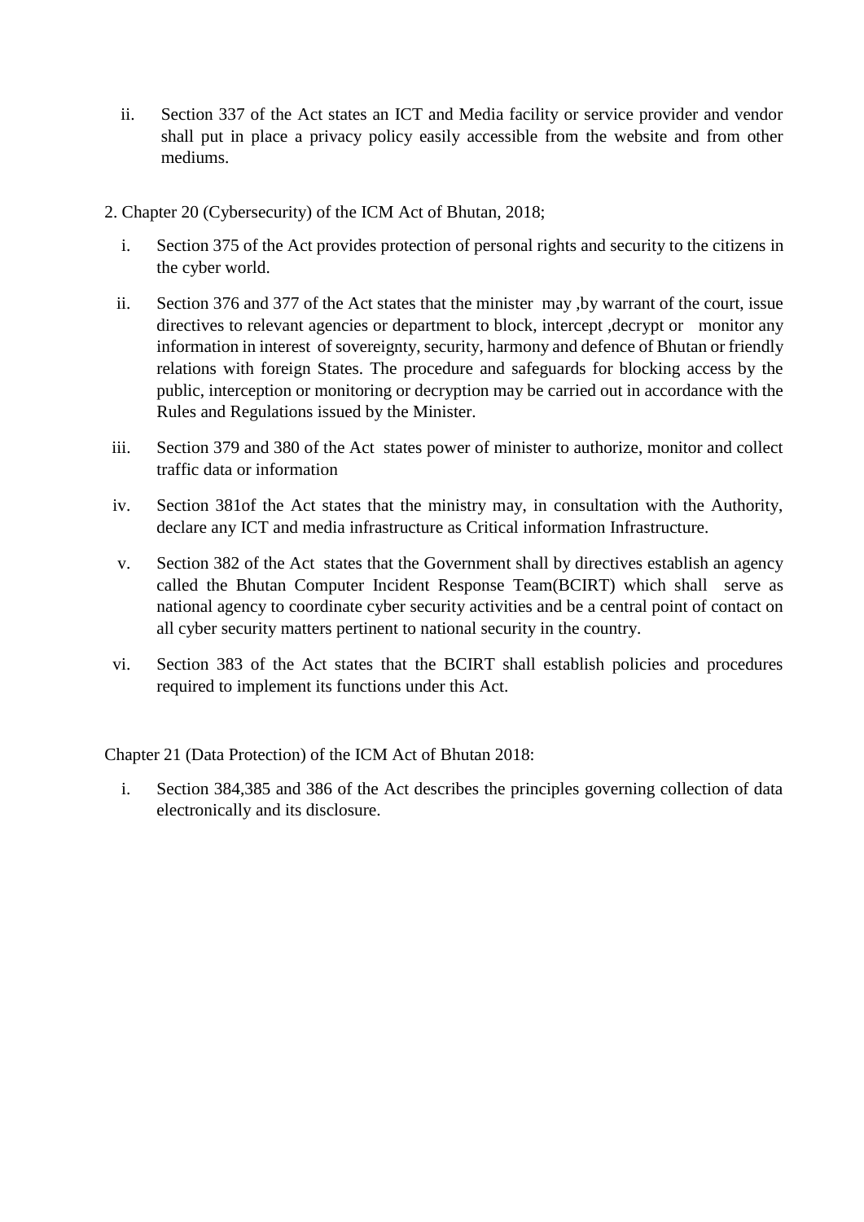ii. Section 337 of the Act states an ICT and Media facility or service provider and vendor shall put in place a privacy policy easily accessible from the website and from other mediums.

2. Chapter 20 (Cybersecurity) of the ICM Act of Bhutan, 2018;

i. Section 375 of the Act provides protection of personal rights and security to the citizens in the cyber world.

ii. Section 376 and 377 of the Act states that the minister may ,by warrant of the court, issue directives to relevant agencies or department to block, intercept ,decrypt or monitor any information in interest of sovereignty, security, harmony and defence of Bhutan or friendly relations with foreign States. The procedure and safeguards for blocking access by the public, interception or monitoring or decryption may be carried out in accordance with the Rules and Regulations issued by the Minister.

iii. Section 379 and 380 of the Act states power of minister to authorize, monitor and collect traffic data or information

iv. Section 381of the Act states that the ministry may, in consultation with the Authority, declare any ICT and media infrastructure as Critical information Infrastructure.

v. Section 382 of the Act states that the Government shall by directives establish an agency called the Bhutan Computer Incident Response Team(BCIRT) which shall serve as national agency to coordinate cyber security activities and be a central point of contact on all cyber security matters pertinent to national security in the country.

vi. Section 383 of the Act states that the BCIRT shall establish policies and procedures required to implement its functions under this Act.

Chapter 21 (Data Protection) of the ICM Act of Bhutan 2018:

i. Section 384,385 and 386 of the Act describes the principles governing collection of data electronically and its disclosure.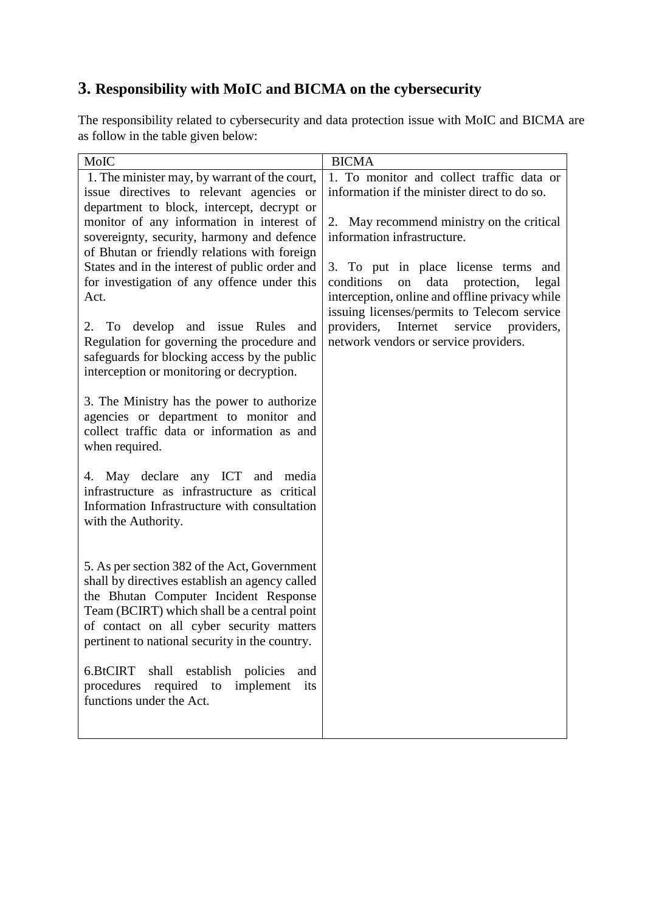## 3. Responsibility with MoIC and BICMA on the cybersecurity

The responsibility related to cybersecurity and data protection issue with MoIC and BICMA are as follow in the table given below:

| MoIC | BICMA |
|---|---|
| 1. The minister may, by warrant of the court, issue directives to relevant agencies or department to block, intercept, decrypt or monitor of any information in interest of sovereignty, security, harmony and defence of Bhutan or friendly relations with foreign States and in the interest of public order and for investigation of any offence under this Act.<br><br>2. To develop and issue Rules and Regulation for governing the procedure and safeguards for blocking access by the public interception or monitoring or decryption.<br><br>3. The Ministry has the power to authorize agencies or department to monitor and collect traffic data or information as and when required.<br><br>4. May declare any ICT and media infrastructure as infrastructure as critical Information Infrastructure with consultation with the Authority.<br><br>5. As per section 382 of the Act, Government shall by directives establish an agency called the Bhutan Computer Incident Response Team (BCIRT) which shall be a central point of contact on all cyber security matters pertinent to national security in the country.<br><br>6.BtCIRT shall establish policies and procedures required to implement its functions under the Act. | 1. To monitor and collect traffic data or information if the minister direct to do so.<br><br>2. May recommend ministry on the critical information infrastructure.<br><br>3. To put in place license terms and conditions on data protection, legal interception, online and offline privacy while issuing licenses/permits to Telecom service providers, Internet service providers, network vendors or service providers. |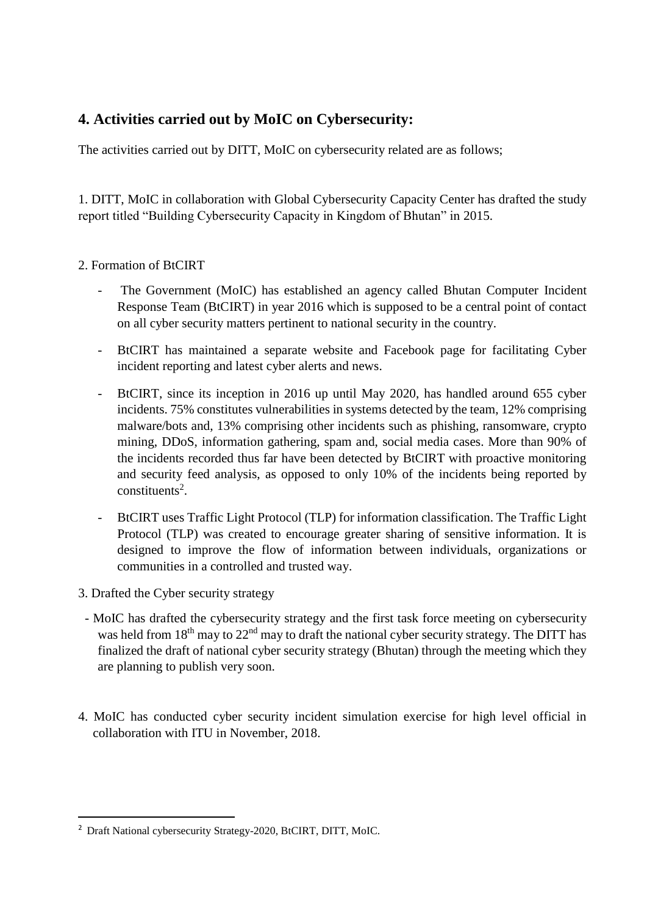## 4. Activities carried out by MoIC on Cybersecurity:

The activities carried out by DITT, MoIC on cybersecurity related are as follows;

1. DITT, MoIC in collaboration with Global Cybersecurity Capacity Center has drafted the study report titled "Building Cybersecurity Capacity in Kingdom of Bhutan" in 2015.

2. Formation of BtCIRT

   - The Government (MoIC) has established an agency called Bhutan Computer Incident Response Team (BtCIRT) in year 2016 which is supposed to be a central point of contact on all cyber security matters pertinent to national security in the country.
   - BtCIRT has maintained a separate website and Facebook page for facilitating Cyber incident reporting and latest cyber alerts and news.
   - BtCIRT, since its inception in 2016 up until May 2020, has handled around 655 cyber incidents. 75% constitutes vulnerabilities in systems detected by the team, 12% comprising malware/bots and, 13% comprising other incidents such as phishing, ransomware, crypto mining, DDoS, information gathering, spam and, social media cases. More than 90% of the incidents recorded thus far have been detected by BtCIRT with proactive monitoring and security feed analysis, as opposed to only 10% of the incidents being reported by constituents[2].
   - BtCIRT uses Traffic Light Protocol (TLP) for information classification. The Traffic Light Protocol (TLP) was created to encourage greater sharing of sensitive information. It is designed to improve the flow of information between individuals, organizations or communities in a controlled and trusted way.

3. Drafted the Cyber security strategy

   - MoIC has drafted the cybersecurity strategy and the first task force meeting on cybersecurity was held from 18th may to 22nd may to draft the national cyber security strategy. The DITT has finalized the draft of national cyber security strategy (Bhutan) through the meeting which they are planning to publish very soon.

4. MoIC has conducted cyber security incident simulation exercise for high level official in collaboration with ITU in November, 2018.

---

[2] Draft National cybersecurity Strategy-2020, BtCIRT, DITT, MoIC.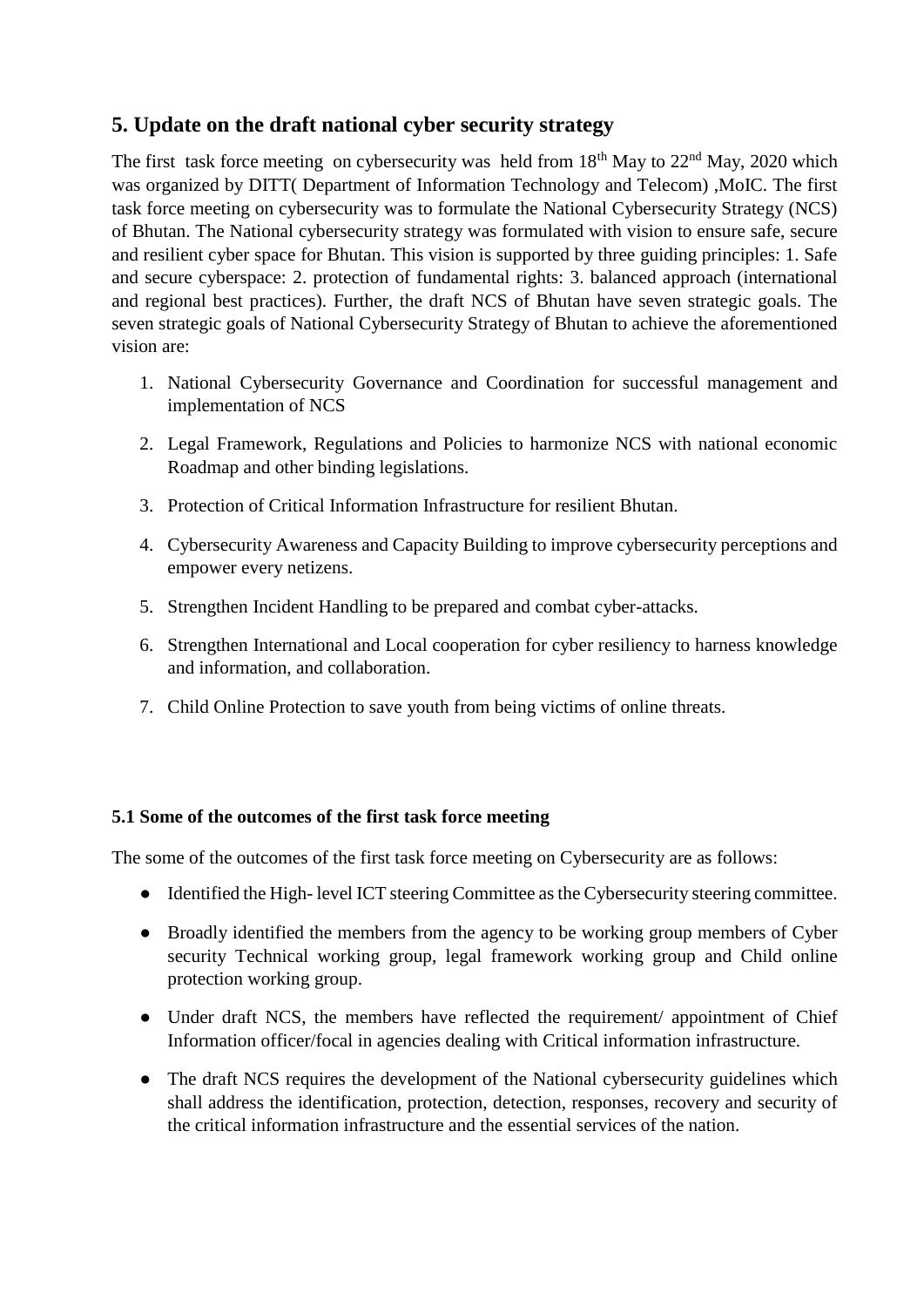## 5. Update on the draft national cyber security strategy

The first task force meeting on cybersecurity was held from 18th May to 22nd May, 2020 which was organized by DITT( Department of Information Technology and Telecom) ,MoIC. The first task force meeting on cybersecurity was to formulate the National Cybersecurity Strategy (NCS) of Bhutan. The National cybersecurity strategy was formulated with vision to ensure safe, secure and resilient cyber space for Bhutan. This vision is supported by three guiding principles: 1. Safe and secure cyberspace: 2. protection of fundamental rights: 3. balanced approach (international and regional best practices). Further, the draft NCS of Bhutan have seven strategic goals. The seven strategic goals of National Cybersecurity Strategy of Bhutan to achieve the aforementioned vision are:

1. National Cybersecurity Governance and Coordination for successful management and implementation of NCS
2. Legal Framework, Regulations and Policies to harmonize NCS with national economic Roadmap and other binding legislations.
3. Protection of Critical Information Infrastructure for resilient Bhutan.
4. Cybersecurity Awareness and Capacity Building to improve cybersecurity perceptions and empower every netizens.
5. Strengthen Incident Handling to be prepared and combat cyber-attacks.
6. Strengthen International and Local cooperation for cyber resiliency to harness knowledge and information, and collaboration.
7. Child Online Protection to save youth from being victims of online threats.

#### 5.1 Some of the outcomes of the first task force meeting

The some of the outcomes of the first task force meeting on Cybersecurity are as follows:

- Identified the High- level ICT steering Committee as the Cybersecurity steering committee.
- Broadly identified the members from the agency to be working group members of Cyber security Technical working group, legal framework working group and Child online protection working group.
- Under draft NCS, the members have reflected the requirement/ appointment of Chief Information officer/focal in agencies dealing with Critical information infrastructure.
- The draft NCS requires the development of the National cybersecurity guidelines which shall address the identification, protection, detection, responses, recovery and security of the critical information infrastructure and the essential services of the nation.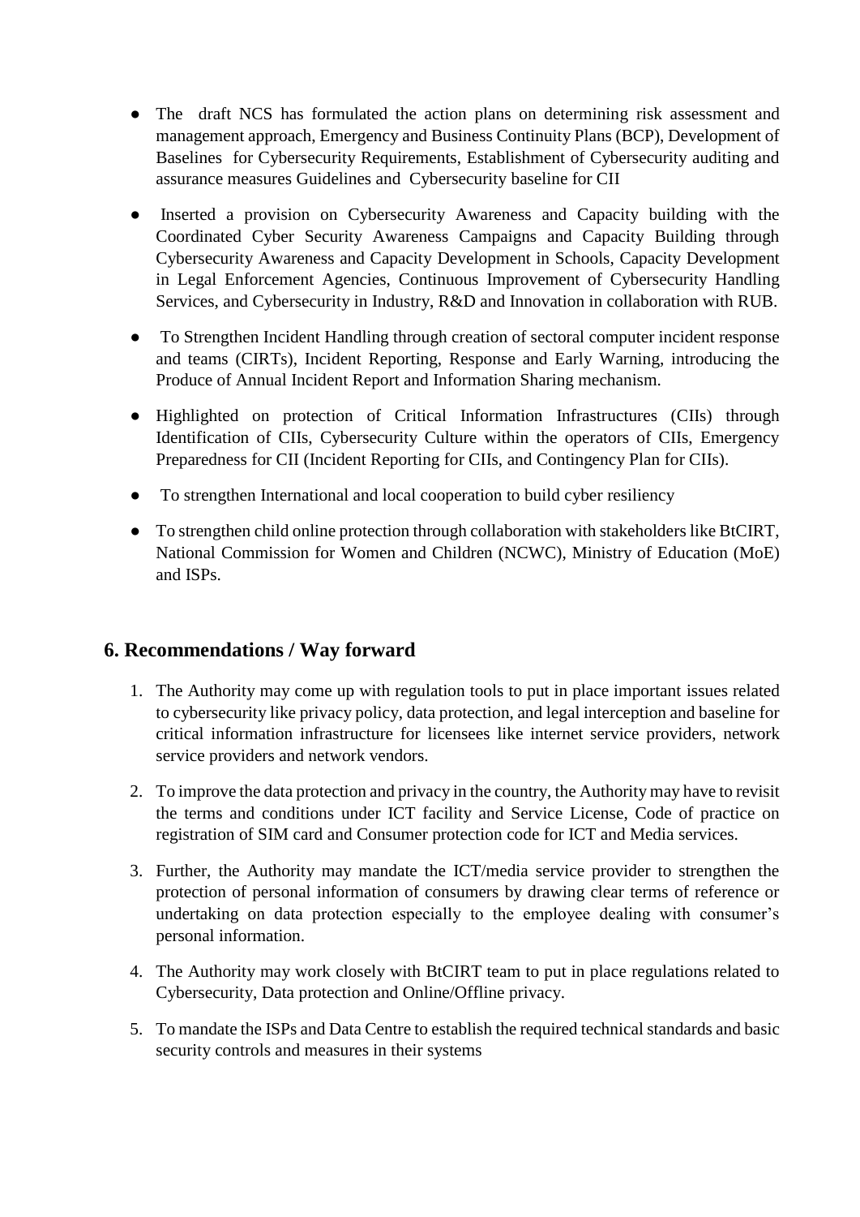- The draft NCS has formulated the action plans on determining risk assessment and management approach, Emergency and Business Continuity Plans (BCP), Development of Baselines for Cybersecurity Requirements, Establishment of Cybersecurity auditing and assurance measures Guidelines and Cybersecurity baseline for CII
- Inserted a provision on Cybersecurity Awareness and Capacity building with the Coordinated Cyber Security Awareness Campaigns and Capacity Building through Cybersecurity Awareness and Capacity Development in Schools, Capacity Development in Legal Enforcement Agencies, Continuous Improvement of Cybersecurity Handling Services, and Cybersecurity in Industry, R&D and Innovation in collaboration with RUB.
- To Strengthen Incident Handling through creation of sectoral computer incident response and teams (CIRTs), Incident Reporting, Response and Early Warning, introducing the Produce of Annual Incident Report and Information Sharing mechanism.
- Highlighted on protection of Critical Information Infrastructures (CIIs) through Identification of CIIs, Cybersecurity Culture within the operators of CIIs, Emergency Preparedness for CII (Incident Reporting for CIIs, and Contingency Plan for CIIs).
- To strengthen International and local cooperation to build cyber resiliency
- To strengthen child online protection through collaboration with stakeholders like BtCIRT, National Commission for Women and Children (NCWC), Ministry of Education (MoE) and ISPs.

## 6. Recommendations / Way forward

1. The Authority may come up with regulation tools to put in place important issues related to cybersecurity like privacy policy, data protection, and legal interception and baseline for critical information infrastructure for licensees like internet service providers, network service providers and network vendors.
2. To improve the data protection and privacy in the country, the Authority may have to revisit the terms and conditions under ICT facility and Service License, Code of practice on registration of SIM card and Consumer protection code for ICT and Media services.
3. Further, the Authority may mandate the ICT/media service provider to strengthen the protection of personal information of consumers by drawing clear terms of reference or undertaking on data protection especially to the employee dealing with consumer's personal information.
4. The Authority may work closely with BtCIRT team to put in place regulations related to Cybersecurity, Data protection and Online/Offline privacy.
5. To mandate the ISPs and Data Centre to establish the required technical standards and basic security controls and measures in their systems